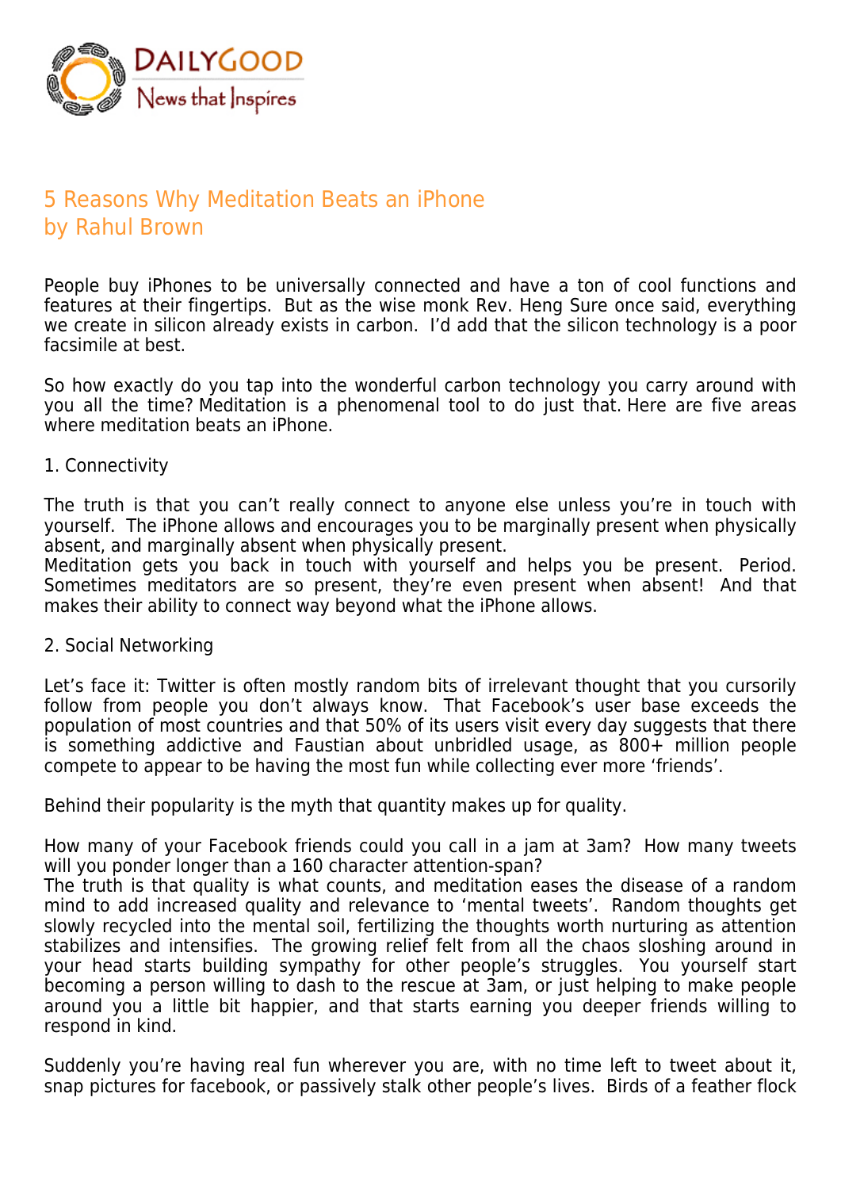# 5 Reasons Why Meditation Beats an iPhone
by Rahul Brown

People buy iPhones to be universally connected and have a ton of cool functions and features at their fingertips. But as the wise monk Rev. Heng Sure once said, everything we create in silicon already exists in carbon. I'd add that the silicon technology is a poor facsimile at best.

So how exactly do you tap into the wonderful carbon technology you carry around with you all the time? Meditation is a phenomenal tool to do just that. Here are five areas where meditation beats an iPhone.

1. Connectivity

The truth is that you can't really connect to anyone else unless you're in touch with yourself. The iPhone allows and encourages you to be marginally present when physically absent, and marginally absent when physically present.
Meditation gets you back in touch with yourself and helps you be present. Period. Sometimes meditators are so present, they're even present when absent! And that makes their ability to connect way beyond what the iPhone allows.

2. Social Networking

Let's face it: Twitter is often mostly random bits of irrelevant thought that you cursorily follow from people you don't always know. That Facebook's user base exceeds the population of most countries and that 50% of its users visit every day suggests that there is something addictive and Faustian about unbridled usage, as 800+ million people compete to appear to be having the most fun while collecting ever more 'friends'.

Behind their popularity is the myth that quantity makes up for quality.

How many of your Facebook friends could you call in a jam at 3am? How many tweets will you ponder longer than a 160 character attention-span?
The truth is that quality is what counts, and meditation eases the disease of a random mind to add increased quality and relevance to 'mental tweets'. Random thoughts get slowly recycled into the mental soil, fertilizing the thoughts worth nurturing as attention stabilizes and intensifies. The growing relief felt from all the chaos sloshing around in your head starts building sympathy for other people's struggles. You yourself start becoming a person willing to dash to the rescue at 3am, or just helping to make people around you a little bit happier, and that starts earning you deeper friends willing to respond in kind.

Suddenly you're having real fun wherever you are, with no time left to tweet about it, snap pictures for facebook, or passively stalk other people's lives. Birds of a feather flock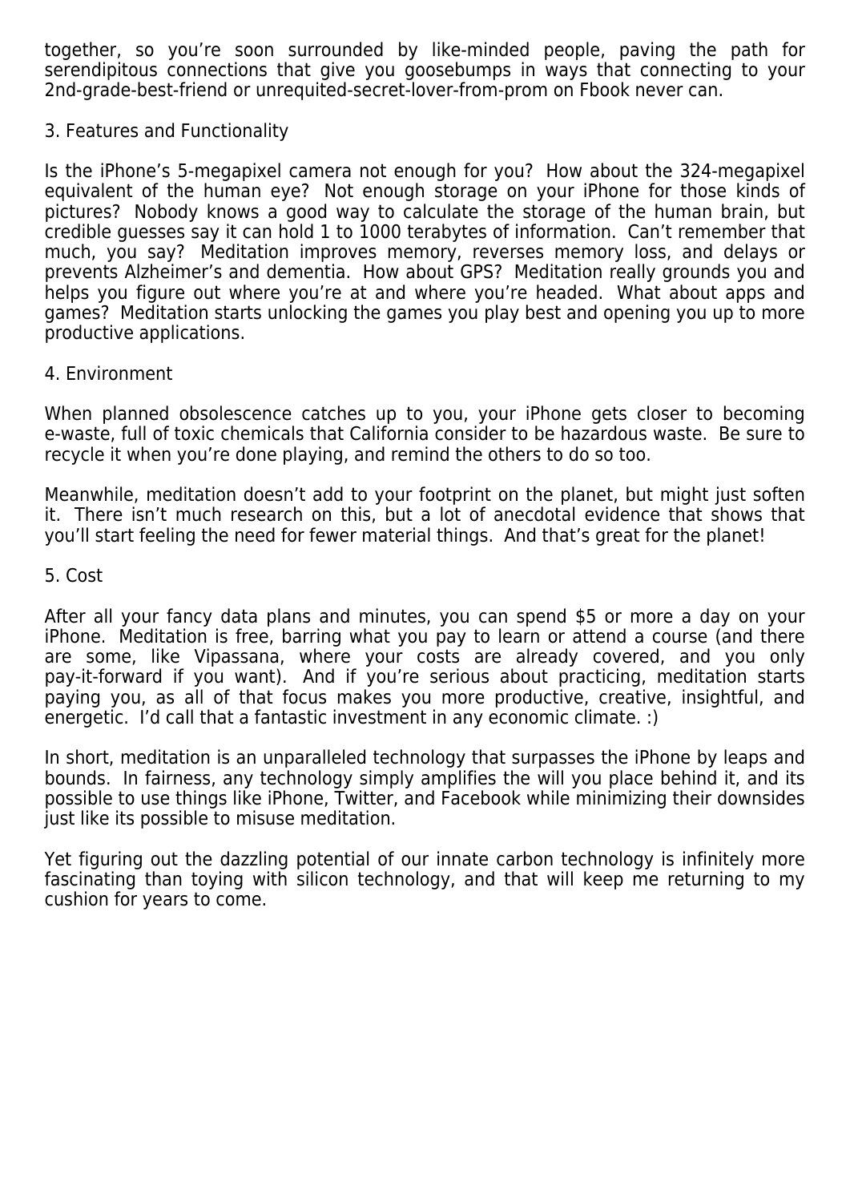together, so you're soon surrounded by like-minded people, paving the path for serendipitous connections that give you goosebumps in ways that connecting to your 2nd-grade-best-friend or unrequited-secret-lover-from-prom on Fbook never can.

3. Features and Functionality

Is the iPhone's 5-megapixel camera not enough for you? How about the 324-megapixel equivalent of the human eye? Not enough storage on your iPhone for those kinds of pictures? Nobody knows a good way to calculate the storage of the human brain, but credible guesses say it can hold 1 to 1000 terabytes of information. Can't remember that much, you say? Meditation improves memory, reverses memory loss, and delays or prevents Alzheimer's and dementia. How about GPS? Meditation really grounds you and helps you figure out where you're at and where you're headed. What about apps and games? Meditation starts unlocking the games you play best and opening you up to more productive applications.

4. Environment

When planned obsolescence catches up to you, your iPhone gets closer to becoming e-waste, full of toxic chemicals that California consider to be hazardous waste. Be sure to recycle it when you're done playing, and remind the others to do so too.

Meanwhile, meditation doesn't add to your footprint on the planet, but might just soften it. There isn't much research on this, but a lot of anecdotal evidence that shows that you'll start feeling the need for fewer material things. And that's great for the planet!

5. Cost

After all your fancy data plans and minutes, you can spend $5 or more a day on your iPhone. Meditation is free, barring what you pay to learn or attend a course (and there are some, like Vipassana, where your costs are already covered, and you only pay-it-forward if you want). And if you're serious about practicing, meditation starts paying you, as all of that focus makes you more productive, creative, insightful, and energetic. I'd call that a fantastic investment in any economic climate. :)

In short, meditation is an unparalleled technology that surpasses the iPhone by leaps and bounds. In fairness, any technology simply amplifies the will you place behind it, and its possible to use things like iPhone, Twitter, and Facebook while minimizing their downsides just like its possible to misuse meditation.

Yet figuring out the dazzling potential of our innate carbon technology is infinitely more fascinating than toying with silicon technology, and that will keep me returning to my cushion for years to come.